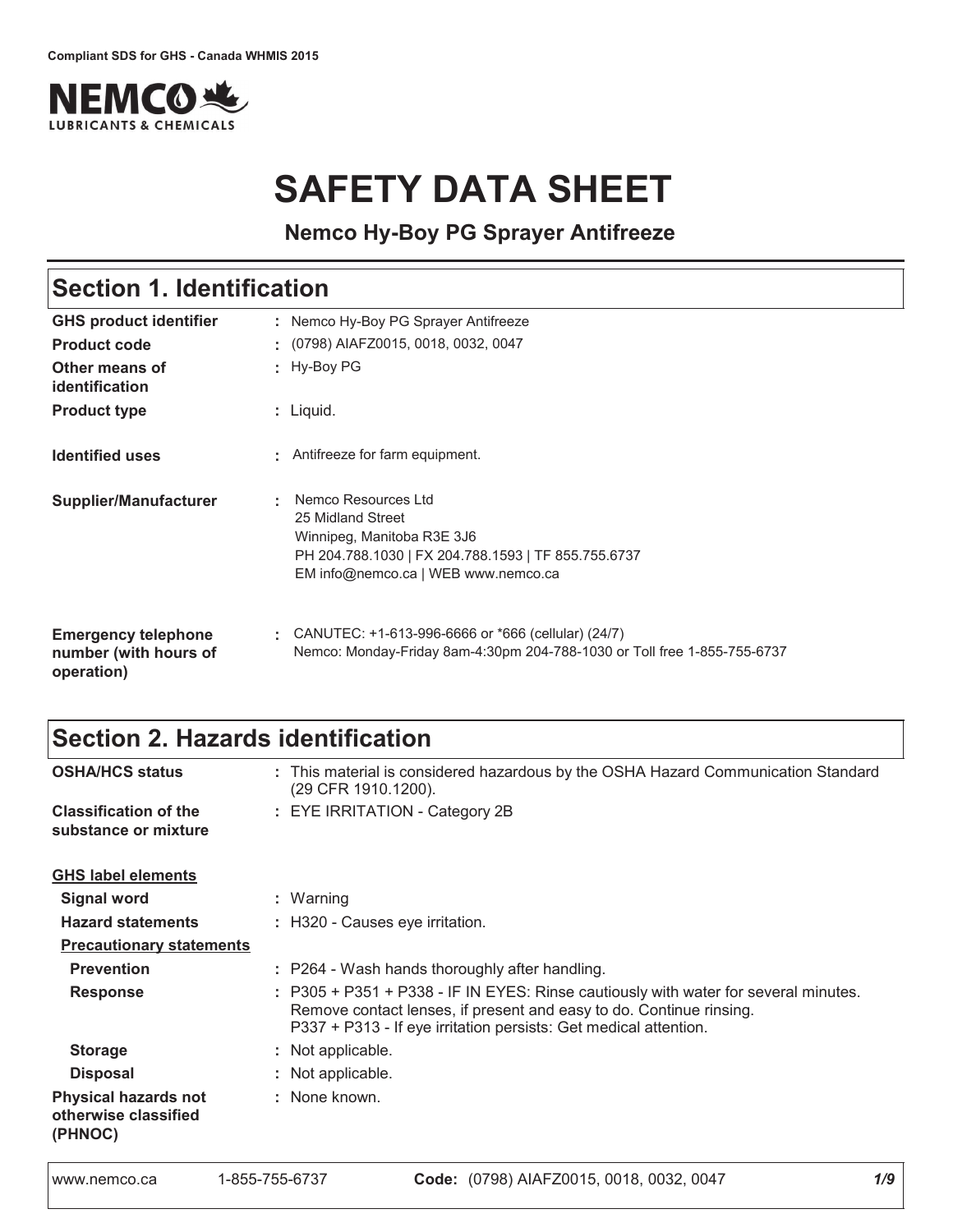Compliant SDS for GHS - Canada WHMIS 2015

NEMCO LUBRICANTS & CHEMICALS

# SAFETY DATA SHEET

**Nemco Hy-Boy PG Sprayer Antifreeze**

## Section 1. Identification

| | |
|---|---|
| **GHS product identifier** | : Nemco Hy-Boy PG Sprayer Antifreeze |
| **Product code** | : (0798) AIAFZ0015, 0018, 0032, 0047 |
| **Other means of identification** | : Hy-Boy PG |
| **Product type** | : Liquid. |
| **Identified uses** | : Antifreeze for farm equipment. |
| **Supplier/Manufacturer** | : Nemco Resources Ltd<br>25 Midland Street<br>Winnipeg, Manitoba R3E 3J6<br>PH 204.788.1030 \| FX 204.788.1593 \| TF 855.755.6737<br>EM info@nemco.ca \| WEB www.nemco.ca |
| **Emergency telephone number (with hours of operation)** | : CANUTEC: +1-613-996-6666 or *666 (cellular) (24/7)<br>Nemco: Monday-Friday 8am-4:30pm 204-788-1030 or Toll free 1-855-755-6737 |

## Section 2. Hazards identification

| | |
|---|---|
| **OSHA/HCS status** | : This material is considered hazardous by the OSHA Hazard Communication Standard (29 CFR 1910.1200). |
| **Classification of the substance or mixture** | : EYE IRRITATION - Category 2B |

**GHS label elements**

| | |
|---|---|
| **Signal word** | : Warning |
| **Hazard statements** | : H320 - Causes eye irritation. |

**Precautionary statements**

| | |
|---|---|
| **Prevention** | : P264 - Wash hands thoroughly after handling. |
| **Response** | : P305 + P351 + P338 - IF IN EYES: Rinse cautiously with water for several minutes. Remove contact lenses, if present and easy to do. Continue rinsing.<br>P337 + P313 - If eye irritation persists: Get medical attention. |
| **Storage** | : Not applicable. |
| **Disposal** | : Not applicable. |
| **Physical hazards not otherwise classified (PHNOC)** | : None known. |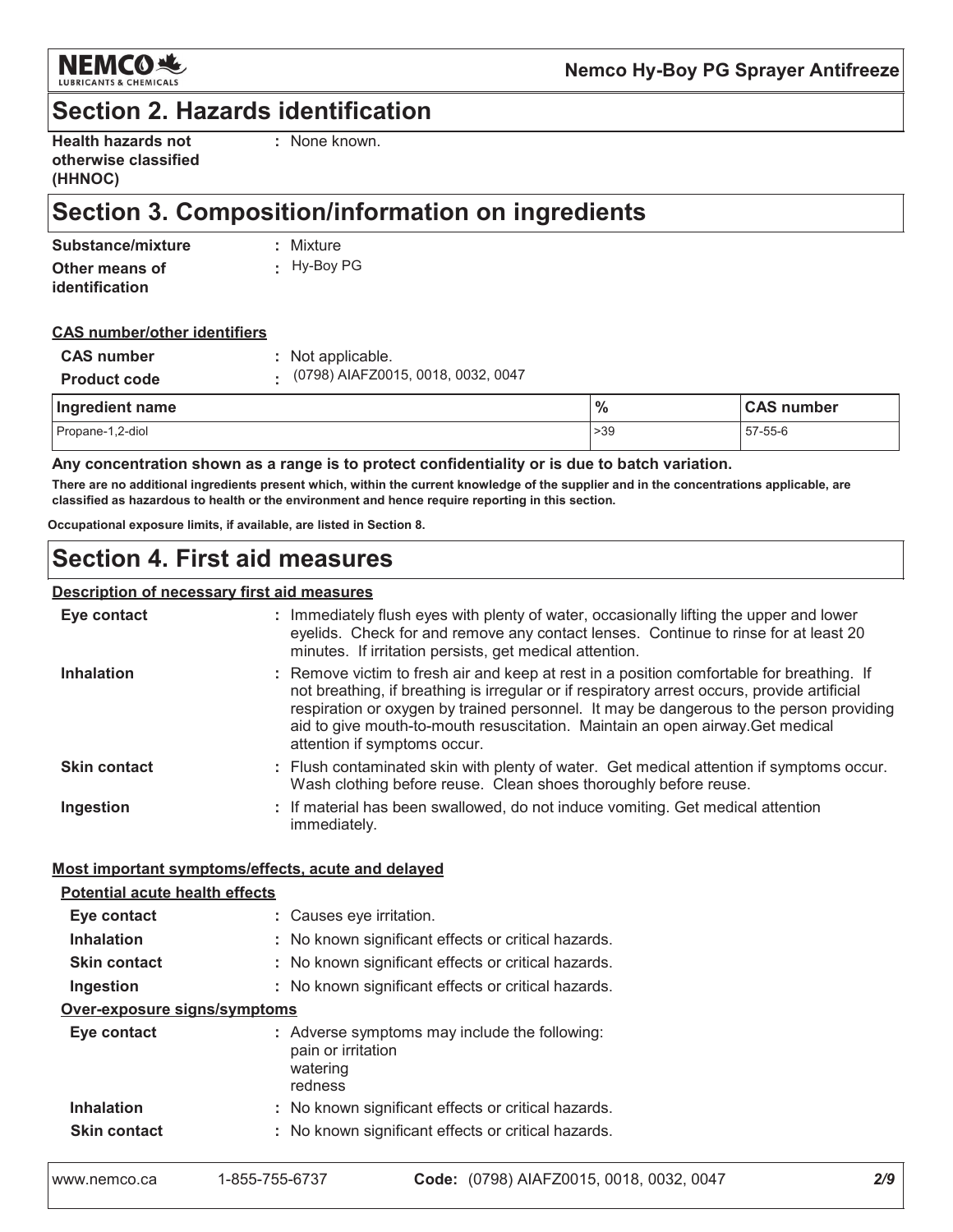## Section 2. Hazards identification

**Health hazards not otherwise classified (HHNOC)** : None known.

## Section 3. Composition/information on ingredients

**Substance/mixture** : Mixture

**Other means of identification** : Hy-Boy PG

**CAS number/other identifiers**

**CAS number** : Not applicable.

**Product code** : (0798) AIAFZ0015, 0018, 0032, 0047

| Ingredient name | % | CAS number |
|---|---|---|
| Propane-1,2-diol | >39 | 57-55-6 |

**Any concentration shown as a range is to protect confidentiality or is due to batch variation.**

**There are no additional ingredients present which, within the current knowledge of the supplier and in the concentrations applicable, are classified as hazardous to health or the environment and hence require reporting in this section.**

**Occupational exposure limits, if available, are listed in Section 8.**

## Section 4. First aid measures

**Description of necessary first aid measures**

**Eye contact** : Immediately flush eyes with plenty of water, occasionally lifting the upper and lower eyelids. Check for and remove any contact lenses. Continue to rinse for at least 20 minutes. If irritation persists, get medical attention.

**Inhalation** : Remove victim to fresh air and keep at rest in a position comfortable for breathing. If not breathing, if breathing is irregular or if respiratory arrest occurs, provide artificial respiration or oxygen by trained personnel. It may be dangerous to the person providing aid to give mouth-to-mouth resuscitation. Maintain an open airway.Get medical attention if symptoms occur.

**Skin contact** : Flush contaminated skin with plenty of water. Get medical attention if symptoms occur. Wash clothing before reuse. Clean shoes thoroughly before reuse.

**Ingestion** : If material has been swallowed, do not induce vomiting. Get medical attention immediately.

**Most important symptoms/effects, acute and delayed**

**Potential acute health effects**

**Eye contact** : Causes eye irritation.

**Inhalation** : No known significant effects or critical hazards.

**Skin contact** : No known significant effects or critical hazards.

**Ingestion** : No known significant effects or critical hazards.

**Over-exposure signs/symptoms**

**Eye contact** : Adverse symptoms may include the following:
pain or irritation
watering
redness

**Inhalation** : No known significant effects or critical hazards.

**Skin contact** : No known significant effects or critical hazards.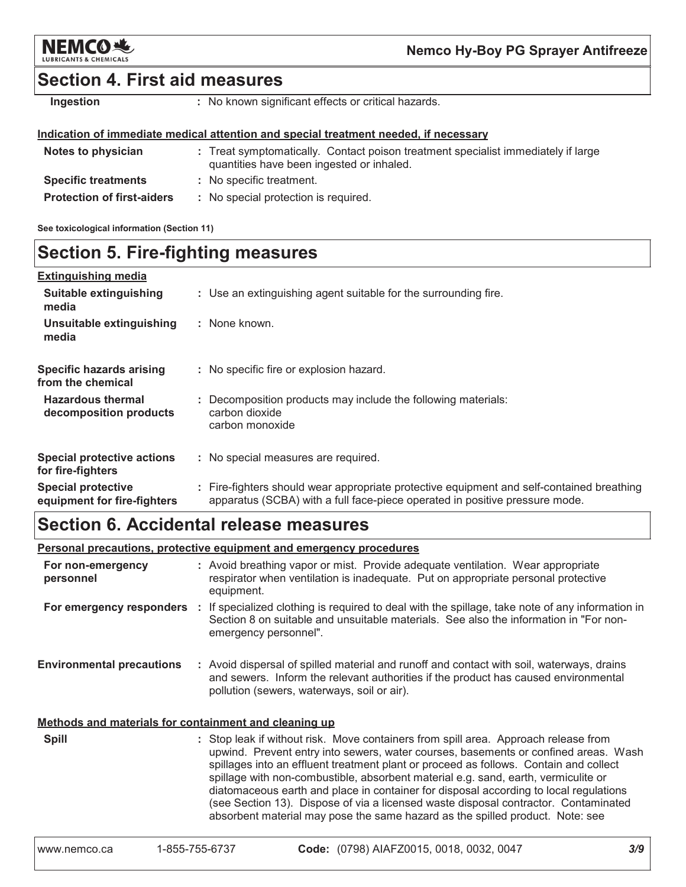## Section 4. First aid measures

| | |
|---|---|
| **Ingestion** | : No known significant effects or critical hazards. |

**Indication of immediate medical attention and special treatment needed, if necessary**

| | |
|---|---|
| **Notes to physician** | : Treat symptomatically. Contact poison treatment specialist immediately if large quantities have been ingested or inhaled. |
| **Specific treatments** | : No specific treatment. |
| **Protection of first-aiders** | : No special protection is required. |

**See toxicological information (Section 11)**

## Section 5. Fire-fighting measures

**Extinguishing media**

| | |
|---|---|
| **Suitable extinguishing media** | : Use an extinguishing agent suitable for the surrounding fire. |
| **Unsuitable extinguishing media** | : None known. |
| **Specific hazards arising from the chemical** | : No specific fire or explosion hazard. |
| **Hazardous thermal decomposition products** | : Decomposition products may include the following materials: carbon dioxide, carbon monoxide |
| **Special protective actions for fire-fighters** | : No special measures are required. |
| **Special protective equipment for fire-fighters** | : Fire-fighters should wear appropriate protective equipment and self-contained breathing apparatus (SCBA) with a full face-piece operated in positive pressure mode. |

## Section 6. Accidental release measures

**Personal precautions, protective equipment and emergency procedures**

| | |
|---|---|
| **For non-emergency personnel** | : Avoid breathing vapor or mist. Provide adequate ventilation. Wear appropriate respirator when ventilation is inadequate. Put on appropriate personal protective equipment. |
| **For emergency responders** | : If specialized clothing is required to deal with the spillage, take note of any information in Section 8 on suitable and unsuitable materials. See also the information in "For non-emergency personnel". |
| **Environmental precautions** | : Avoid dispersal of spilled material and runoff and contact with soil, waterways, drains and sewers. Inform the relevant authorities if the product has caused environmental pollution (sewers, waterways, soil or air). |

**Methods and materials for containment and cleaning up**

| | |
|---|---|
| **Spill** | : Stop leak if without risk. Move containers from spill area. Approach release from upwind. Prevent entry into sewers, water courses, basements or confined areas. Wash spillages into an effluent treatment plant or proceed as follows. Contain and collect spillage with non-combustible, absorbent material e.g. sand, earth, vermiculite or diatomaceous earth and place in container for disposal according to local regulations (see Section 13). Dispose of via a licensed waste disposal contractor. Contaminated absorbent material may pose the same hazard as the spilled product. Note: see |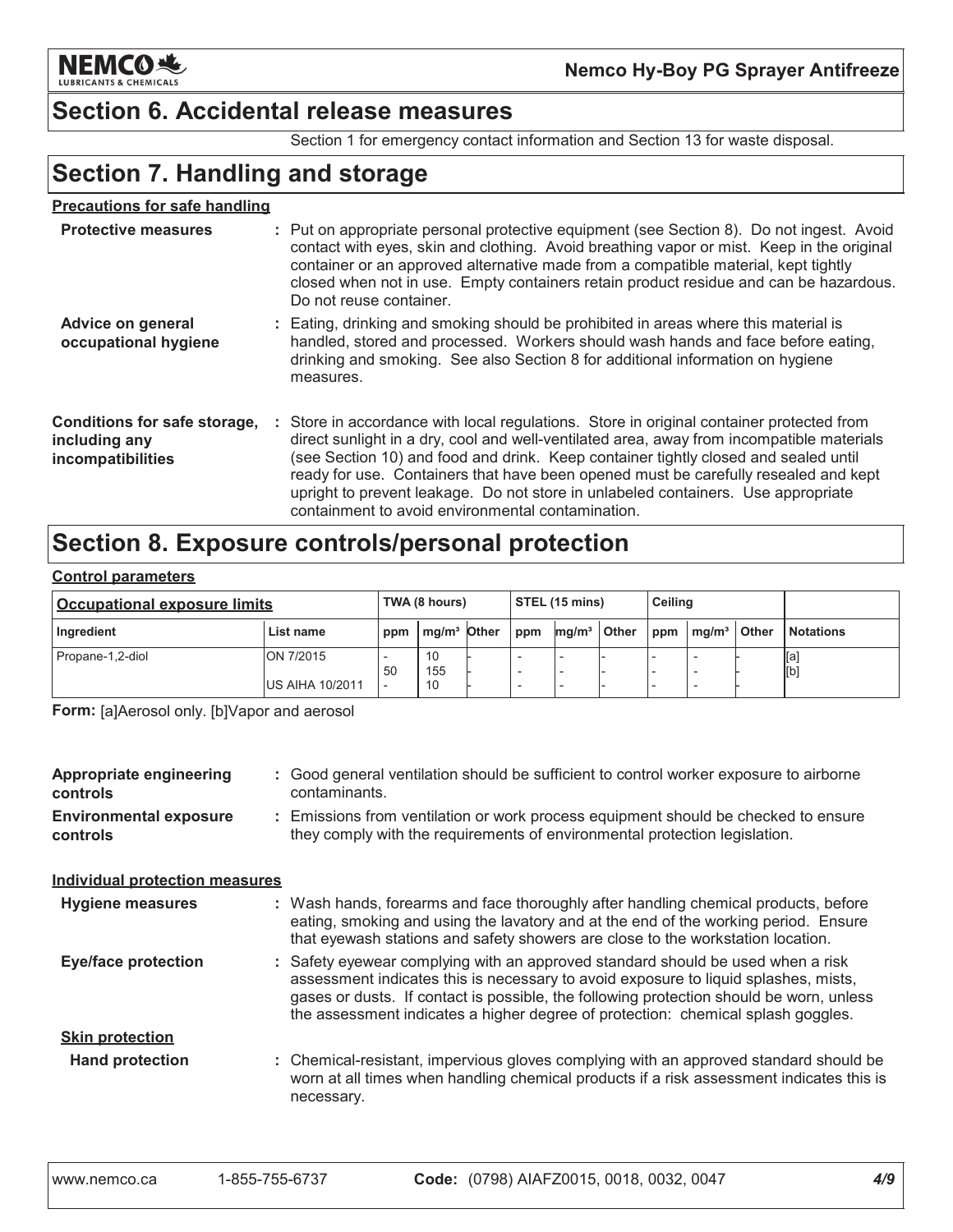## Section 6. Accidental release measures

Section 1 for emergency contact information and Section 13 for waste disposal.

## Section 7. Handling and storage

**Precautions for safe handling**

**Protective measures** : Put on appropriate personal protective equipment (see Section 8). Do not ingest. Avoid contact with eyes, skin and clothing. Avoid breathing vapor or mist. Keep in the original container or an approved alternative made from a compatible material, kept tightly closed when not in use. Empty containers retain product residue and can be hazardous. Do not reuse container.

**Advice on general occupational hygiene** : Eating, drinking and smoking should be prohibited in areas where this material is handled, stored and processed. Workers should wash hands and face before eating, drinking and smoking. See also Section 8 for additional information on hygiene measures.

**Conditions for safe storage, including any incompatibilities** : Store in accordance with local regulations. Store in original container protected from direct sunlight in a dry, cool and well-ventilated area, away from incompatible materials (see Section 10) and food and drink. Keep container tightly closed and sealed until ready for use. Containers that have been opened must be carefully resealed and kept upright to prevent leakage. Do not store in unlabeled containers. Use appropriate containment to avoid environmental contamination.

## Section 8. Exposure controls/personal protection

**Control parameters**

| Occupational exposure limits | | TWA (8 hours) | | | STEL (15 mins) | | | Ceiling | | | |
|---|---|---|---|---|---|---|---|---|---|---|---|
| Ingredient | List name | ppm | mg/m³ | Other | ppm | mg/m³ | Other | ppm | mg/m³ | Other | Notations |
| Propane-1,2-diol | ON 7/2015 | - | 10 | - | - | - | - | - | - | - | [a] |
| | | 50 | 155 | - | - | - | - | - | - | - | [b] |
| | US AIHA 10/2011 | - | 10 | - | - | - | - | - | - | - | |

**Form:** [a]Aerosol only. [b]Vapor and aerosol

**Appropriate engineering controls** : Good general ventilation should be sufficient to control worker exposure to airborne contaminants.

**Environmental exposure controls** : Emissions from ventilation or work process equipment should be checked to ensure they comply with the requirements of environmental protection legislation.

**Individual protection measures**

**Hygiene measures** : Wash hands, forearms and face thoroughly after handling chemical products, before eating, smoking and using the lavatory and at the end of the working period. Ensure that eyewash stations and safety showers are close to the workstation location.

**Eye/face protection** : Safety eyewear complying with an approved standard should be used when a risk assessment indicates this is necessary to avoid exposure to liquid splashes, mists, gases or dusts. If contact is possible, the following protection should be worn, unless the assessment indicates a higher degree of protection: chemical splash goggles.

**Skin protection**

**Hand protection** : Chemical-resistant, impervious gloves complying with an approved standard should be worn at all times when handling chemical products if a risk assessment indicates this is necessary.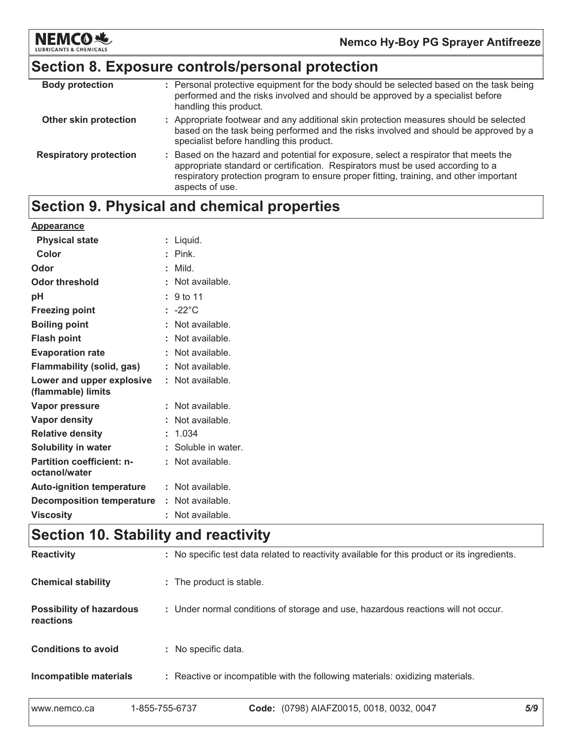## Section 8. Exposure controls/personal protection

| | |
|---|---|
| **Body protection** | : Personal protective equipment for the body should be selected based on the task being performed and the risks involved and should be approved by a specialist before handling this product. |
| **Other skin protection** | : Appropriate footwear and any additional skin protection measures should be selected based on the task being performed and the risks involved and should be approved by a specialist before handling this product. |
| **Respiratory protection** | : Based on the hazard and potential for exposure, select a respirator that meets the appropriate standard or certification. Respirators must be used according to a respiratory protection program to ensure proper fitting, training, and other important aspects of use. |

## Section 9. Physical and chemical properties

**Appearance**

| | |
|---|---|
| **Physical state** | : Liquid. |
| **Color** | : Pink. |
| **Odor** | : Mild. |
| **Odor threshold** | : Not available. |
| **pH** | : 9 to 11 |
| **Freezing point** | : -22°C |
| **Boiling point** | : Not available. |
| **Flash point** | : Not available. |
| **Evaporation rate** | : Not available. |
| **Flammability (solid, gas)** | : Not available. |
| **Lower and upper explosive (flammable) limits** | : Not available. |
| **Vapor pressure** | : Not available. |
| **Vapor density** | : Not available. |
| **Relative density** | : 1.034 |
| **Solubility in water** | : Soluble in water. |
| **Partition coefficient: n-octanol/water** | : Not available. |
| **Auto-ignition temperature** | : Not available. |
| **Decomposition temperature** | : Not available. |
| **Viscosity** | : Not available. |

## Section 10. Stability and reactivity

| | |
|---|---|
| **Reactivity** | : No specific test data related to reactivity available for this product or its ingredients. |
| **Chemical stability** | : The product is stable. |
| **Possibility of hazardous reactions** | : Under normal conditions of storage and use, hazardous reactions will not occur. |
| **Conditions to avoid** | : No specific data. |
| **Incompatible materials** | : Reactive or incompatible with the following materials: oxidizing materials. |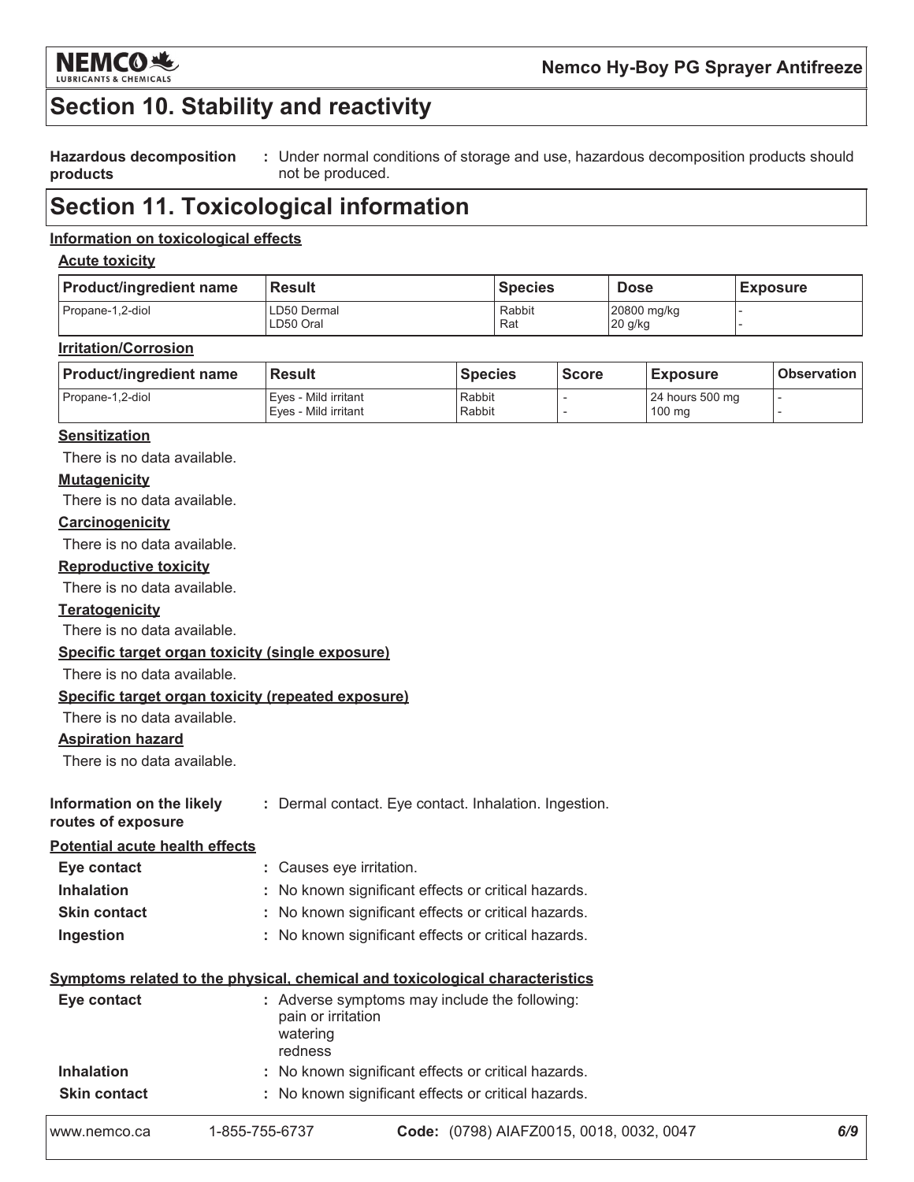## Section 10. Stability and reactivity

**Hazardous decomposition products** : Under normal conditions of storage and use, hazardous decomposition products should not be produced.

## Section 11. Toxicological information

**Information on toxicological effects**

**Acute toxicity**

| Product/ingredient name | Result | Species | Dose | Exposure |
|---|---|---|---|---|
| Propane-1,2-diol | LD50 Dermal<br>LD50 Oral | Rabbit<br>Rat | 20800 mg/kg<br>20 g/kg | -<br>- |

**Irritation/Corrosion**

| Product/ingredient name | Result | Species | Score | Exposure | Observation |
|---|---|---|---|---|---|
| Propane-1,2-diol | Eyes - Mild irritant<br>Eyes - Mild irritant | Rabbit<br>Rabbit | -<br>- | 24 hours 500 mg<br>100 mg | -<br>- |

**Sensitization**

There is no data available.

**Mutagenicity**

There is no data available.

**Carcinogenicity**

There is no data available.

**Reproductive toxicity**

There is no data available.

**Teratogenicity**

There is no data available.

**Specific target organ toxicity (single exposure)**

There is no data available.

**Specific target organ toxicity (repeated exposure)**

There is no data available.

**Aspiration hazard**

There is no data available.

**Information on the likely routes of exposure** : Dermal contact. Eye contact. Inhalation. Ingestion.

**Potential acute health effects**

**Eye contact** : Causes eye irritation.

**Inhalation** : No known significant effects or critical hazards.

**Skin contact** : No known significant effects or critical hazards.

**Ingestion** : No known significant effects or critical hazards.

**Symptoms related to the physical, chemical and toxicological characteristics**

**Eye contact** : Adverse symptoms may include the following:
pain or irritation
watering
redness

**Inhalation** : No known significant effects or critical hazards.

**Skin contact** : No known significant effects or critical hazards.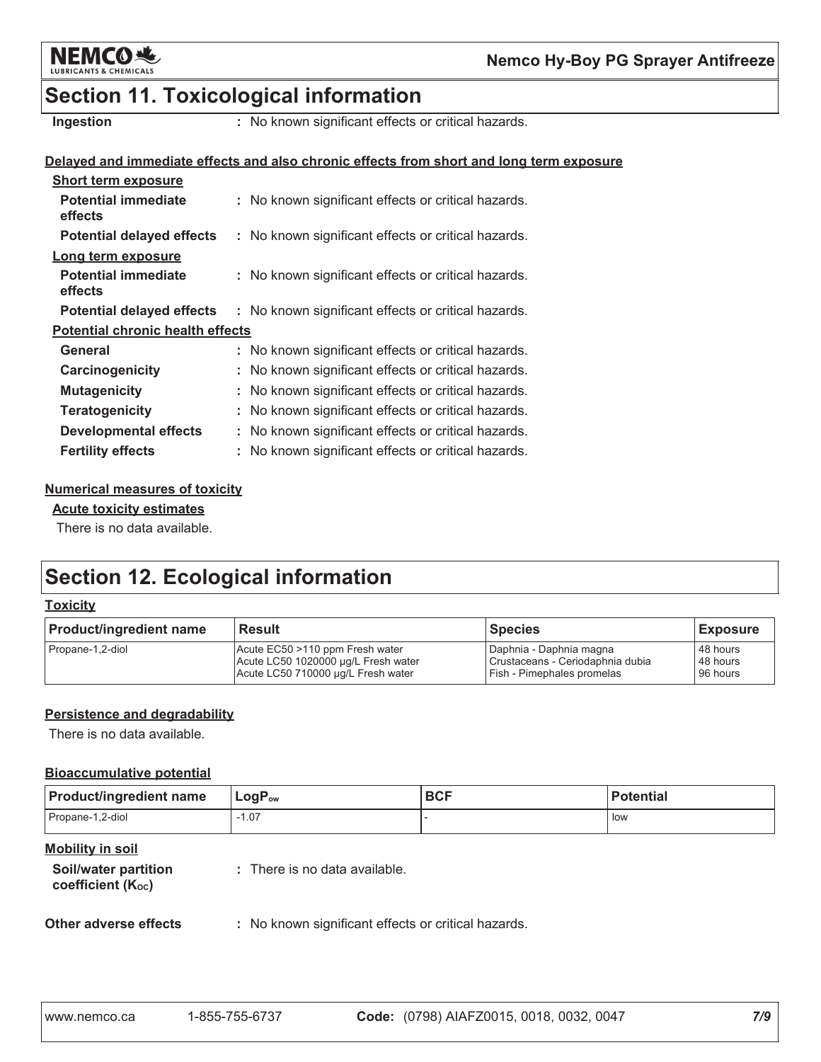## Section 11. Toxicological information

**Ingestion** : No known significant effects or critical hazards.

**Delayed and immediate effects and also chronic effects from short and long term exposure**

**Short term exposure**

**Potential immediate effects** : No known significant effects or critical hazards.

**Potential delayed effects** : No known significant effects or critical hazards.

**Long term exposure**

**Potential immediate effects** : No known significant effects or critical hazards.

**Potential delayed effects** : No known significant effects or critical hazards.

**Potential chronic health effects**

**General** : No known significant effects or critical hazards.

**Carcinogenicity** : No known significant effects or critical hazards.

**Mutagenicity** : No known significant effects or critical hazards.

**Teratogenicity** : No known significant effects or critical hazards.

**Developmental effects** : No known significant effects or critical hazards.

**Fertility effects** : No known significant effects or critical hazards.

**Numerical measures of toxicity**

**Acute toxicity estimates**

There is no data available.

## Section 12. Ecological information

**Toxicity**

| Product/ingredient name | Result | Species | Exposure |
|---|---|---|---|
| Propane-1,2-diol | Acute EC50 >110 ppm Fresh water<br>Acute LC50 1020000 µg/L Fresh water<br>Acute LC50 710000 µg/L Fresh water | Daphnia - Daphnia magna<br>Crustaceans - Ceriodaphnia dubia<br>Fish - Pimephales promelas | 48 hours<br>48 hours<br>96 hours |

**Persistence and degradability**

There is no data available.

**Bioaccumulative potential**

| Product/ingredient name | $LogP_{ow}$ | BCF | Potential |
|---|---|---|---|
| Propane-1,2-diol | -1.07 | - | low |

**Mobility in soil**

**Soil/water partition coefficient ($K_{OC}$)** : There is no data available.

**Other adverse effects** : No known significant effects or critical hazards.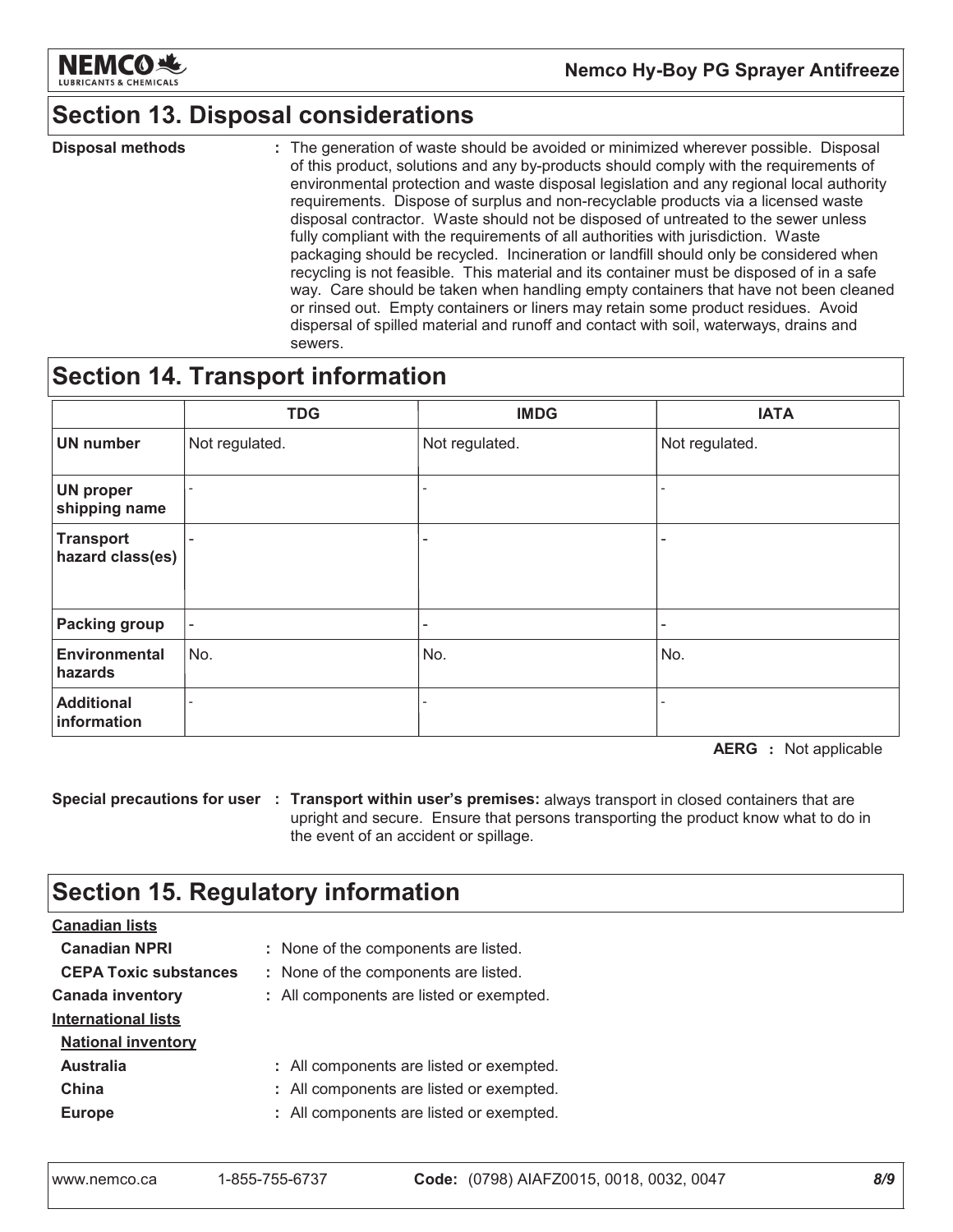## Section 13. Disposal considerations

**Disposal methods** : The generation of waste should be avoided or minimized wherever possible. Disposal of this product, solutions and any by-products should comply with the requirements of environmental protection and waste disposal legislation and any regional local authority requirements. Dispose of surplus and non-recyclable products via a licensed waste disposal contractor. Waste should not be disposed of untreated to the sewer unless fully compliant with the requirements of all authorities with jurisdiction. Waste packaging should be recycled. Incineration or landfill should only be considered when recycling is not feasible. This material and its container must be disposed of in a safe way. Care should be taken when handling empty containers that have not been cleaned or rinsed out. Empty containers or liners may retain some product residues. Avoid dispersal of spilled material and runoff and contact with soil, waterways, drains and sewers.

## Section 14. Transport information

| | TDG | IMDG | IATA |
|---|---|---|---|
| **UN number** | Not regulated. | Not regulated. | Not regulated. |
| **UN proper shipping name** | - | - | - |
| **Transport hazard class(es)** | - | - | - |
| **Packing group** | - | - | - |
| **Environmental hazards** | No. | No. | No. |
| **Additional information** | - | - | - |

**AERG** : Not applicable

**Special precautions for user** : **Transport within user's premises:** always transport in closed containers that are upright and secure. Ensure that persons transporting the product know what to do in the event of an accident or spillage.

## Section 15. Regulatory information

**Canadian lists**

**Canadian NPRI** : None of the components are listed.

**CEPA Toxic substances** : None of the components are listed.

**Canada inventory** : All components are listed or exempted.

**International lists**

**National inventory**

**Australia** : All components are listed or exempted.

**China** : All components are listed or exempted.

**Europe** : All components are listed or exempted.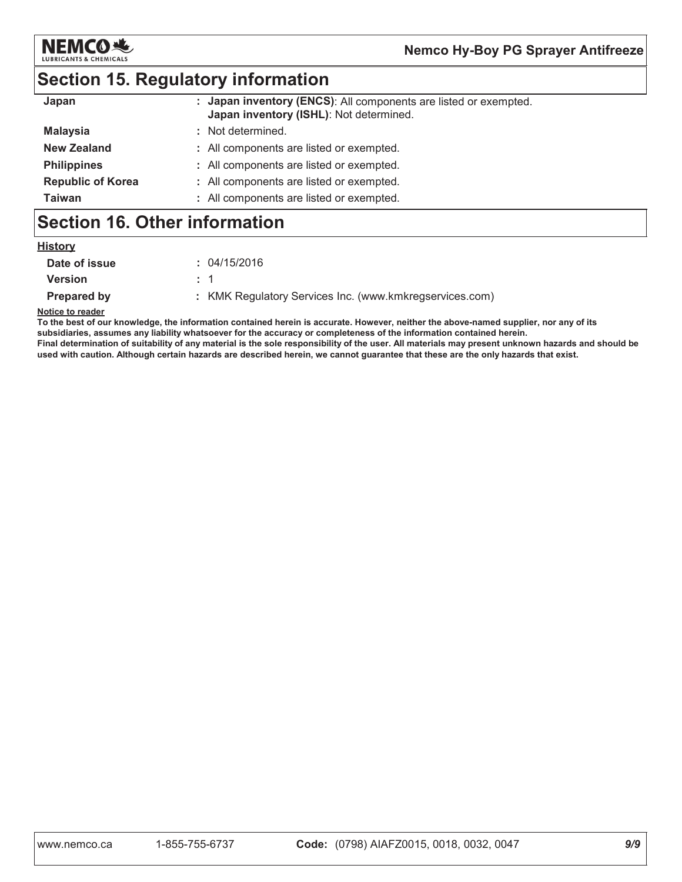## Section 15. Regulatory information

| | |
|---|---|
| **Japan** | : **Japan inventory (ENCS)**: All components are listed or exempted. **Japan inventory (ISHL)**: Not determined. |
| **Malaysia** | : Not determined. |
| **New Zealand** | : All components are listed or exempted. |
| **Philippines** | : All components are listed or exempted. |
| **Republic of Korea** | : All components are listed or exempted. |
| **Taiwan** | : All components are listed or exempted. |

## Section 16. Other information

**History**

| | |
|---|---|
| **Date of issue** | : 04/15/2016 |
| **Version** | : 1 |
| **Prepared by** | : KMK Regulatory Services Inc. (www.kmkregservices.com) |

**Notice to reader**

**To the best of our knowledge, the information contained herein is accurate. However, neither the above-named supplier, nor any of its subsidiaries, assumes any liability whatsoever for the accuracy or completeness of the information contained herein.**
**Final determination of suitability of any material is the sole responsibility of the user. All materials may present unknown hazards and should be used with caution. Although certain hazards are described herein, we cannot guarantee that these are the only hazards that exist.**